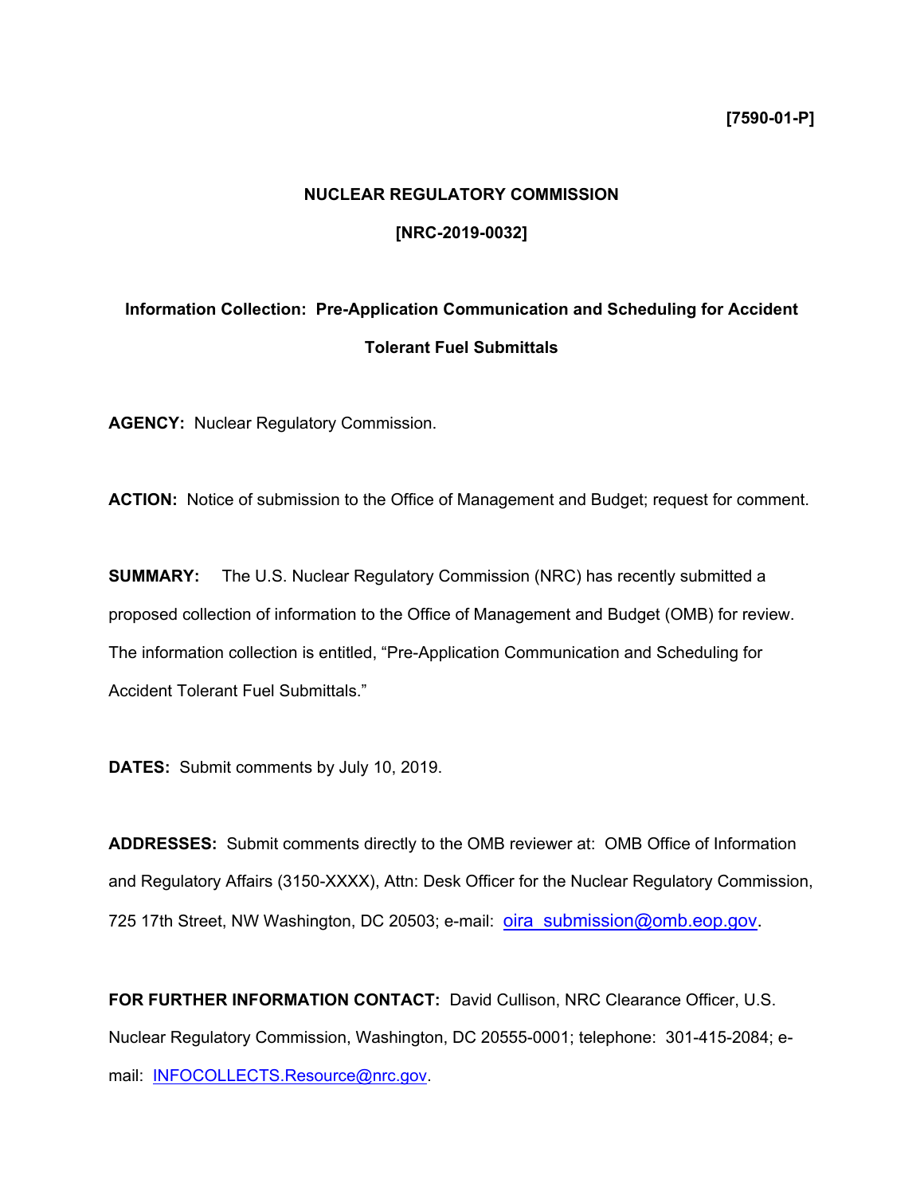[7590-01-P]

**NUCLEAR REGULATORY COMMISSION**

**[NRC-2019-0032]**

**Information Collection: Pre-Application Communication and Scheduling for Accident Tolerant Fuel Submittals**

**AGENCY:** Nuclear Regulatory Commission.

**ACTION:** Notice of submission to the Office of Management and Budget; request for comment.

**SUMMARY:** The U.S. Nuclear Regulatory Commission (NRC) has recently submitted a proposed collection of information to the Office of Management and Budget (OMB) for review. The information collection is entitled, "Pre-Application Communication and Scheduling for Accident Tolerant Fuel Submittals."

**DATES:** Submit comments by July 10, 2019.

**ADDRESSES:** Submit comments directly to the OMB reviewer at: OMB Office of Information and Regulatory Affairs (3150-XXXX), Attn: Desk Officer for the Nuclear Regulatory Commission, 725 17th Street, NW Washington, DC 20503; e-mail: oira_submission@omb.eop.gov.

**FOR FURTHER INFORMATION CONTACT:** David Cullison, NRC Clearance Officer, U.S. Nuclear Regulatory Commission, Washington, DC 20555-0001; telephone: 301-415-2084; e-mail: INFOCOLLECTS.Resource@nrc.gov.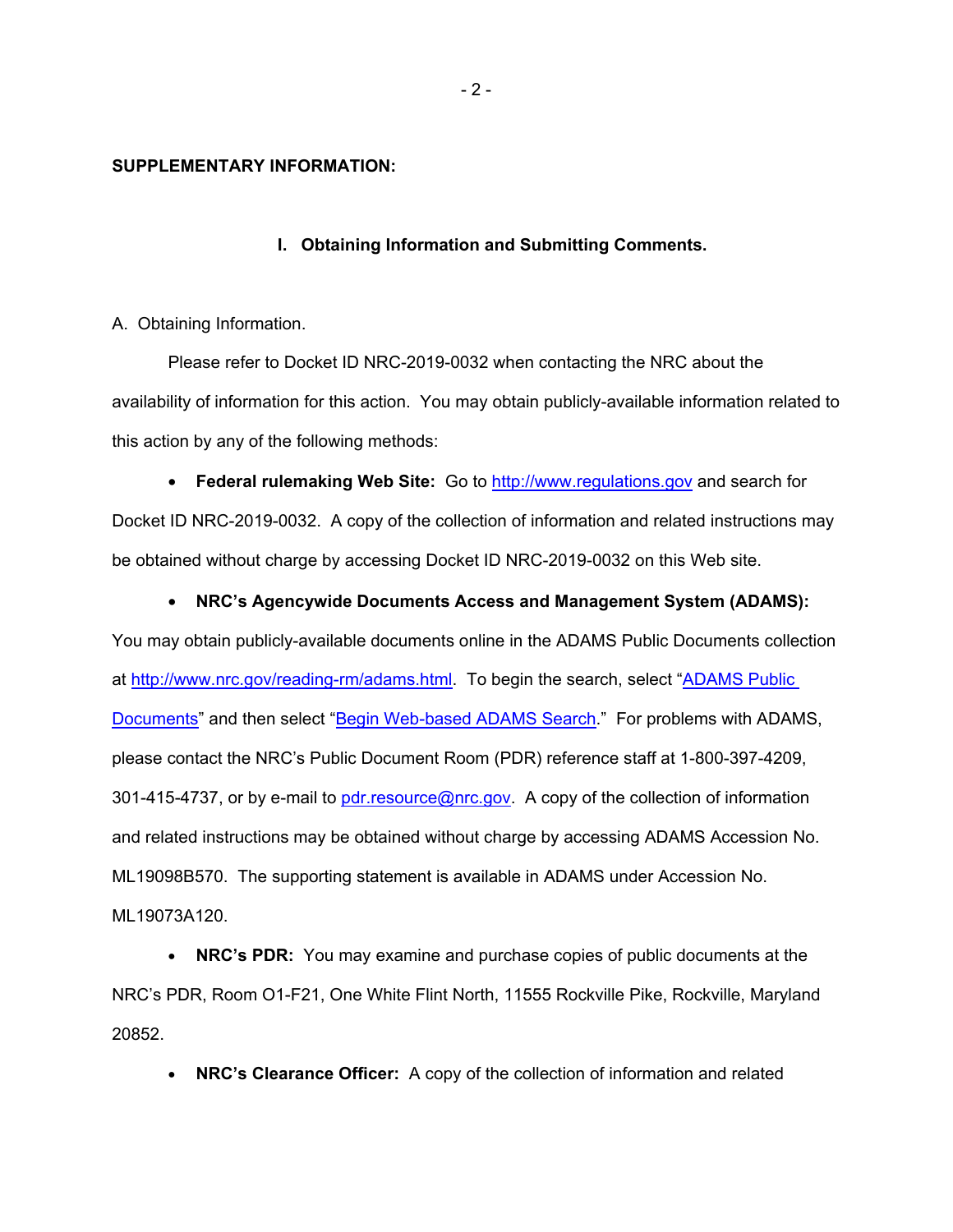**SUPPLEMENTARY INFORMATION:**

## I. Obtaining Information and Submitting Comments.

A. Obtaining Information.

Please refer to Docket ID NRC-2019-0032 when contacting the NRC about the availability of information for this action. You may obtain publicly-available information related to this action by any of the following methods:

- **Federal rulemaking Web Site:** Go to http://www.regulations.gov and search for Docket ID NRC-2019-0032. A copy of the collection of information and related instructions may be obtained without charge by accessing Docket ID NRC-2019-0032 on this Web site.

- **NRC's Agencywide Documents Access and Management System (ADAMS):** You may obtain publicly-available documents online in the ADAMS Public Documents collection at http://www.nrc.gov/reading-rm/adams.html. To begin the search, select "ADAMS Public Documents" and then select "Begin Web-based ADAMS Search." For problems with ADAMS, please contact the NRC's Public Document Room (PDR) reference staff at 1-800-397-4209, 301-415-4737, or by e-mail to pdr.resource@nrc.gov. A copy of the collection of information and related instructions may be obtained without charge by accessing ADAMS Accession No. ML19098B570. The supporting statement is available in ADAMS under Accession No. ML19073A120.

- **NRC's PDR:** You may examine and purchase copies of public documents at the NRC's PDR, Room O1-F21, One White Flint North, 11555 Rockville Pike, Rockville, Maryland 20852.

- **NRC's Clearance Officer:** A copy of the collection of information and related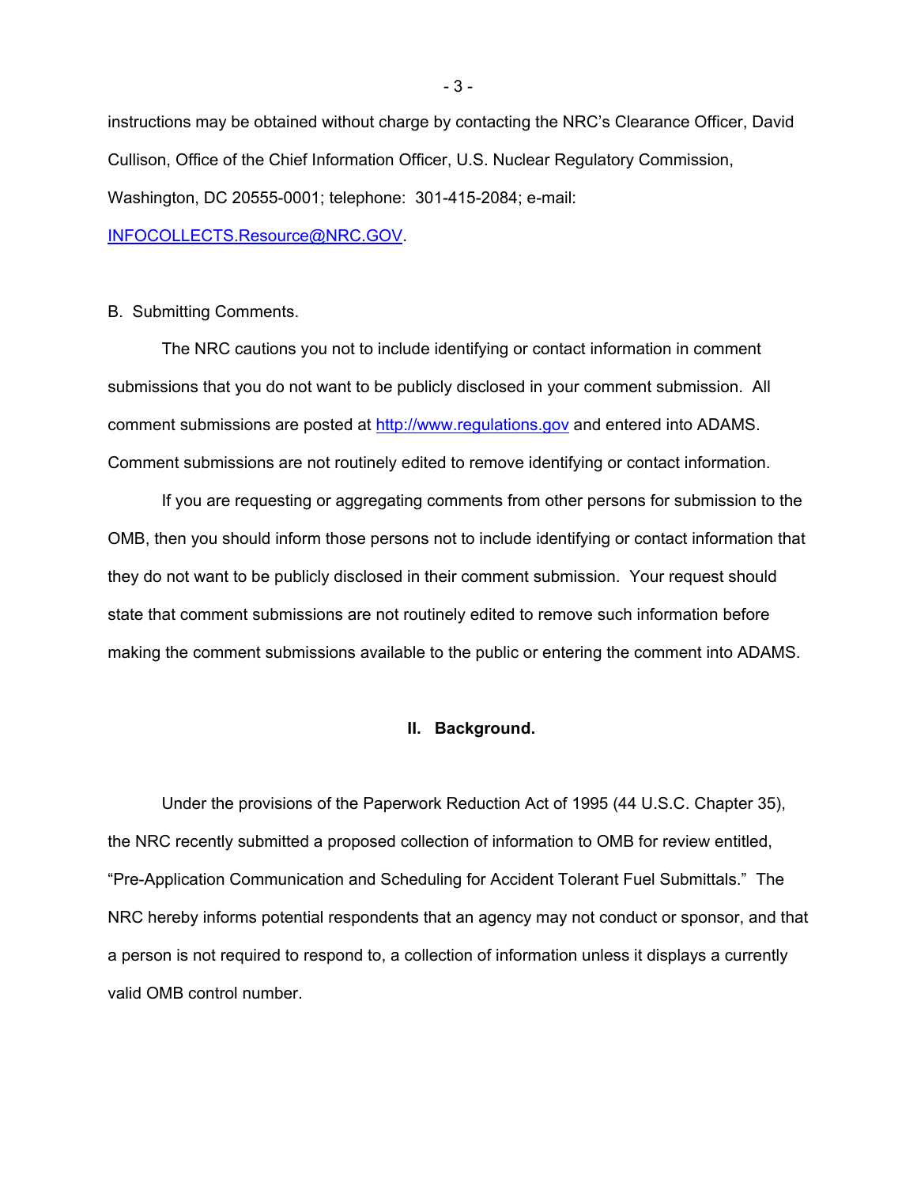instructions may be obtained without charge by contacting the NRC's Clearance Officer, David Cullison, Office of the Chief Information Officer, U.S. Nuclear Regulatory Commission, Washington, DC 20555-0001; telephone: 301-415-2084; e-mail: INFOCOLLECTS.Resource@NRC.GOV.

B. Submitting Comments.

The NRC cautions you not to include identifying or contact information in comment submissions that you do not want to be publicly disclosed in your comment submission. All comment submissions are posted at http://www.regulations.gov and entered into ADAMS. Comment submissions are not routinely edited to remove identifying or contact information.

If you are requesting or aggregating comments from other persons for submission to the OMB, then you should inform those persons not to include identifying or contact information that they do not want to be publicly disclosed in their comment submission. Your request should state that comment submissions are not routinely edited to remove such information before making the comment submissions available to the public or entering the comment into ADAMS.

## II. Background.

Under the provisions of the Paperwork Reduction Act of 1995 (44 U.S.C. Chapter 35), the NRC recently submitted a proposed collection of information to OMB for review entitled, "Pre-Application Communication and Scheduling for Accident Tolerant Fuel Submittals." The NRC hereby informs potential respondents that an agency may not conduct or sponsor, and that a person is not required to respond to, a collection of information unless it displays a currently valid OMB control number.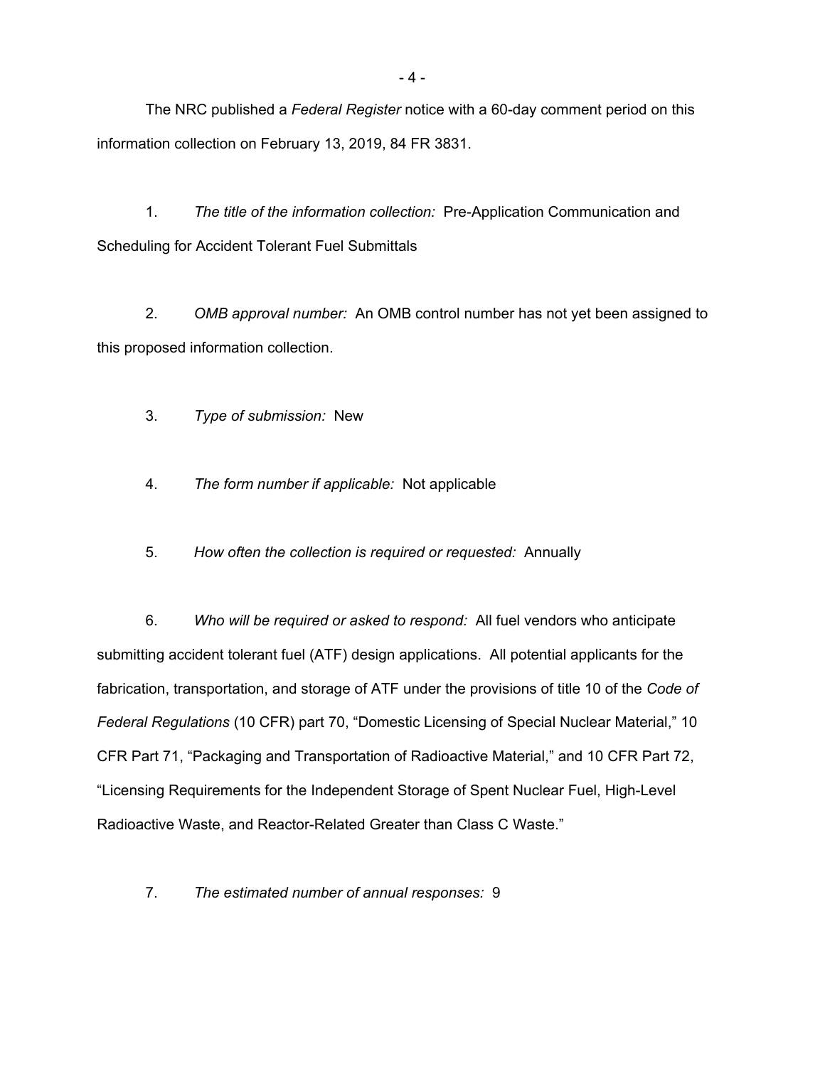The NRC published a *Federal Register* notice with a 60-day comment period on this information collection on February 13, 2019, 84 FR 3831.

1. *The title of the information collection:* Pre-Application Communication and Scheduling for Accident Tolerant Fuel Submittals

2. *OMB approval number:* An OMB control number has not yet been assigned to this proposed information collection.

3. *Type of submission:* New

4. *The form number if applicable:* Not applicable

5. *How often the collection is required or requested:* Annually

6. *Who will be required or asked to respond:* All fuel vendors who anticipate submitting accident tolerant fuel (ATF) design applications. All potential applicants for the fabrication, transportation, and storage of ATF under the provisions of title 10 of the *Code of Federal Regulations* (10 CFR) part 70, "Domestic Licensing of Special Nuclear Material," 10 CFR Part 71, "Packaging and Transportation of Radioactive Material," and 10 CFR Part 72, "Licensing Requirements for the Independent Storage of Spent Nuclear Fuel, High-Level Radioactive Waste, and Reactor-Related Greater than Class C Waste."

7. *The estimated number of annual responses:* 9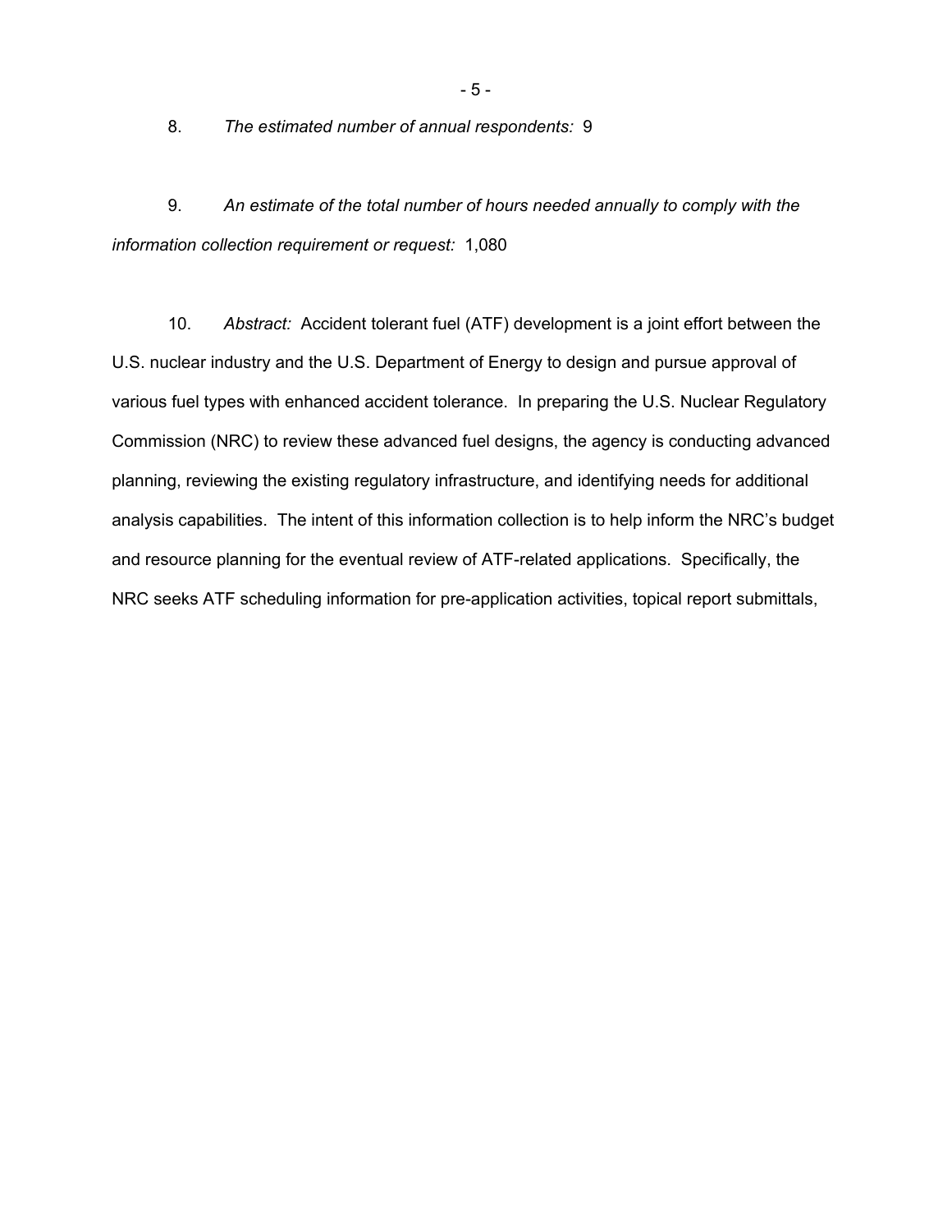8. *The estimated number of annual respondents:* 9

9. *An estimate of the total number of hours needed annually to comply with the information collection requirement or request:* 1,080

10. *Abstract:* Accident tolerant fuel (ATF) development is a joint effort between the U.S. nuclear industry and the U.S. Department of Energy to design and pursue approval of various fuel types with enhanced accident tolerance. In preparing the U.S. Nuclear Regulatory Commission (NRC) to review these advanced fuel designs, the agency is conducting advanced planning, reviewing the existing regulatory infrastructure, and identifying needs for additional analysis capabilities. The intent of this information collection is to help inform the NRC's budget and resource planning for the eventual review of ATF-related applications. Specifically, the NRC seeks ATF scheduling information for pre-application activities, topical report submittals,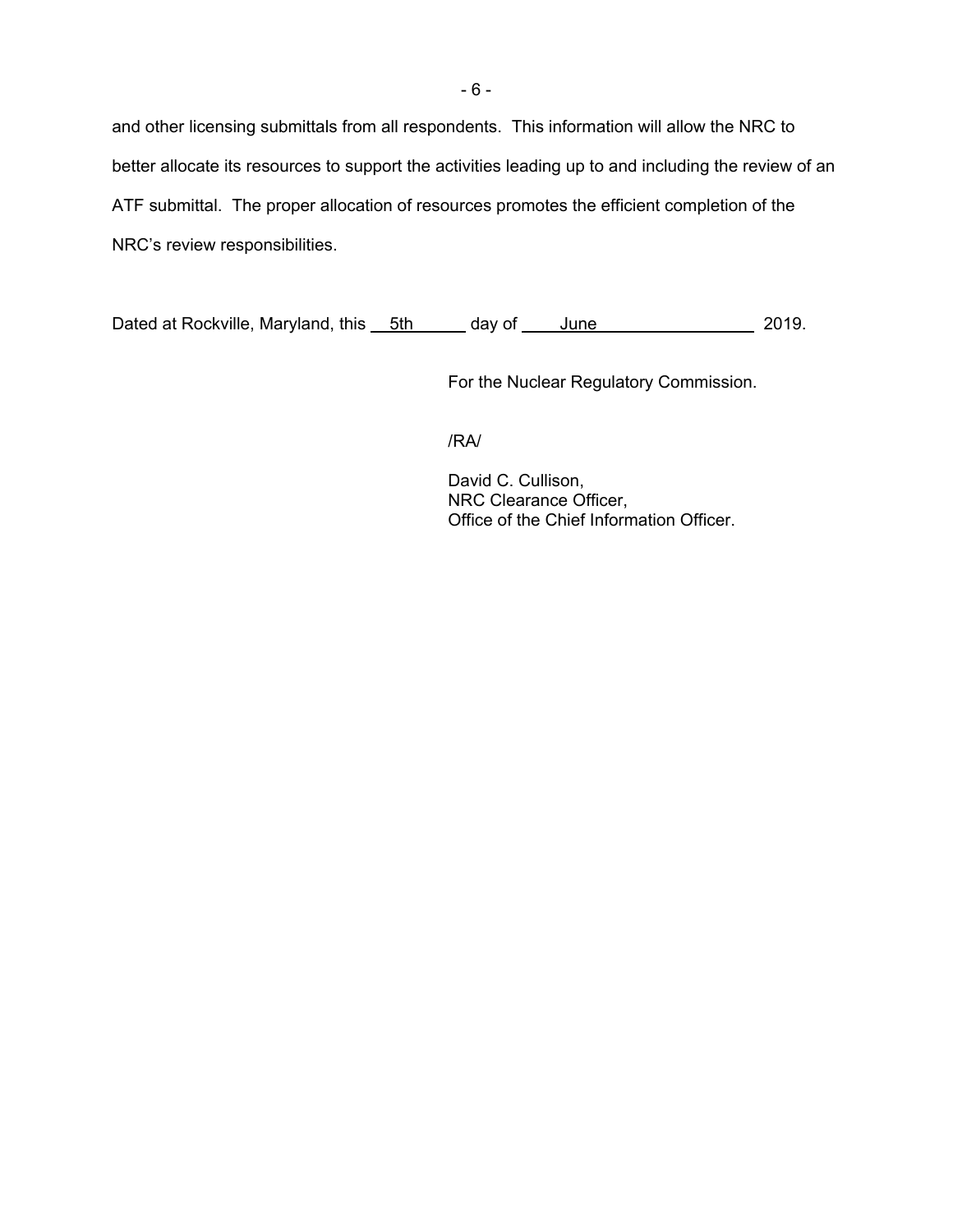and other licensing submittals from all respondents. This information will allow the NRC to better allocate its resources to support the activities leading up to and including the review of an ATF submittal. The proper allocation of resources promotes the efficient completion of the NRC's review responsibilities.

Dated at Rockville, Maryland, this 5th day of June 2019.

For the Nuclear Regulatory Commission.

/RA/

David C. Cullison,
NRC Clearance Officer,
Office of the Chief Information Officer.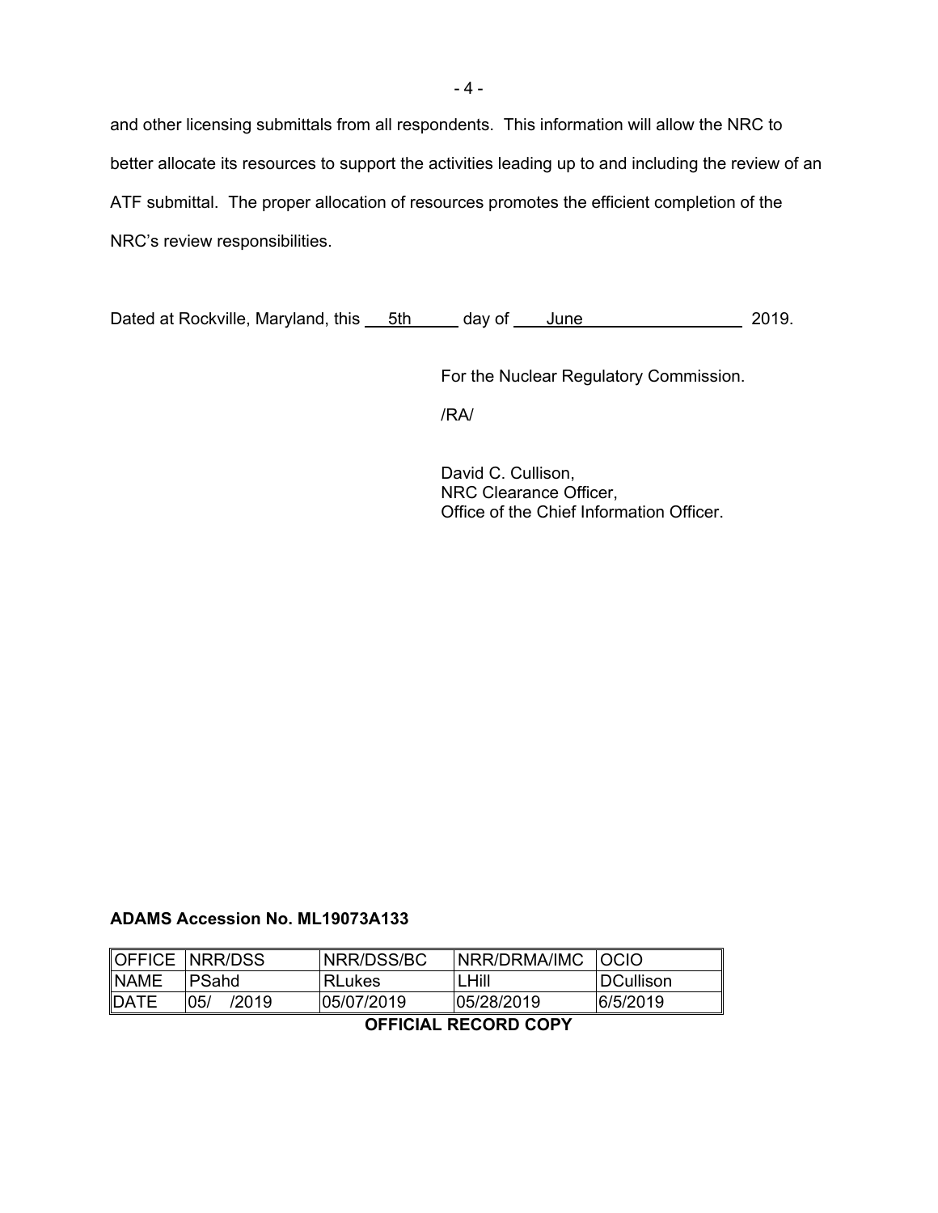and other licensing submittals from all respondents. This information will allow the NRC to better allocate its resources to support the activities leading up to and including the review of an ATF submittal. The proper allocation of resources promotes the efficient completion of the NRC's review responsibilities.

Dated at Rockville, Maryland, this 5th day of June 2019.

For the Nuclear Regulatory Commission.

/RA/

David C. Cullison,
NRC Clearance Officer,
Office of the Chief Information Officer.

**ADAMS Accession No. ML19073A133**

| OFFICE | NRR/DSS | NRR/DSS/BC | NRR/DRMA/IMC | OCIO |
|---|---|---|---|---|
| NAME | PSahd | RLukes | LHill | DCullison |
| DATE | 05/ /2019 | 05/07/2019 | 05/28/2019 | 6/5/2019 |

**OFFICIAL RECORD COPY**